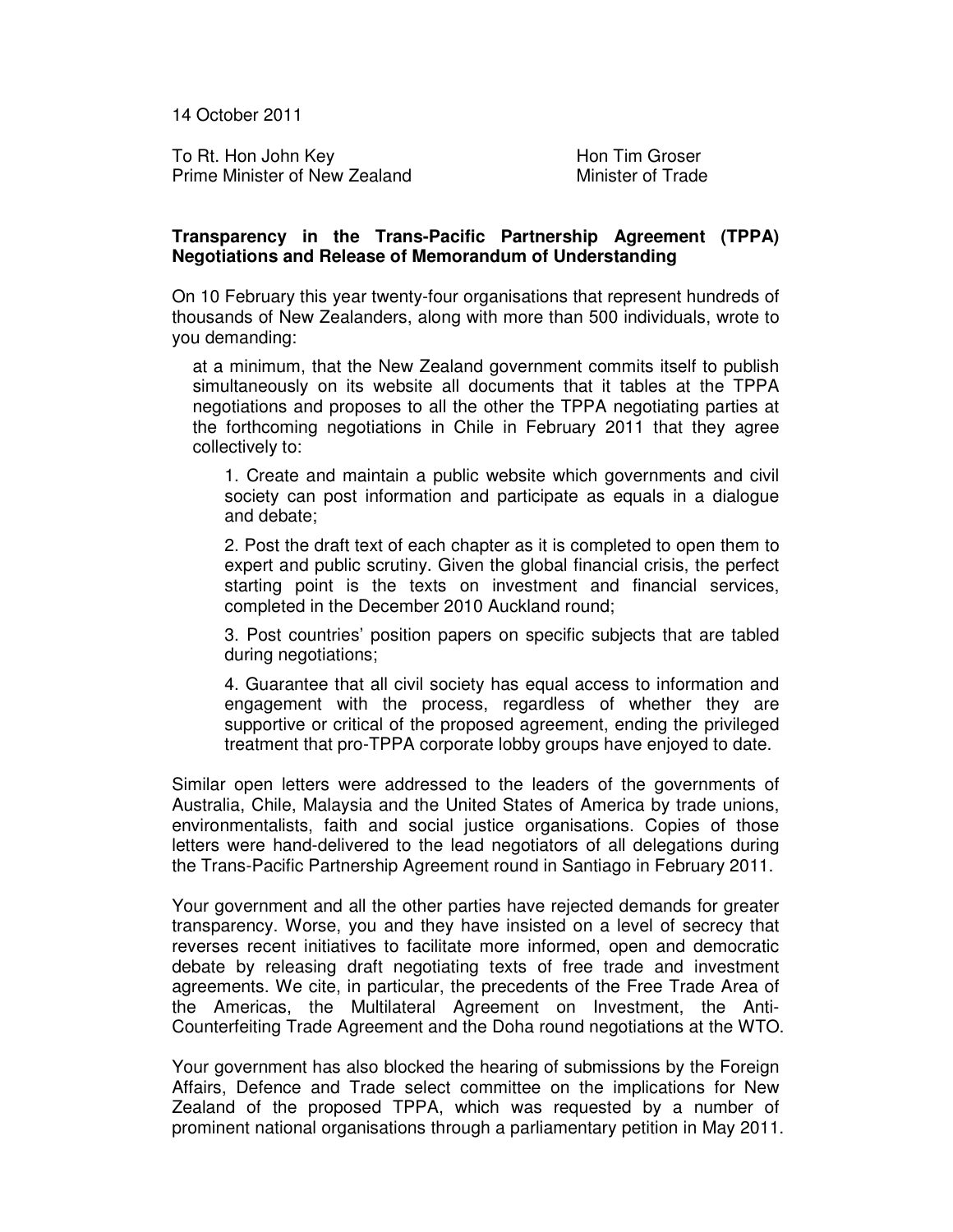14 October 2011

To Rt. Hon John Key
Prime Minister of New Zealand

Hon Tim Groser
Minister of Trade

**Transparency in the Trans-Pacific Partnership Agreement (TPPA) Negotiations and Release of Memorandum of Understanding**

On 10 February this year twenty-four organisations that represent hundreds of thousands of New Zealanders, along with more than 500 individuals, wrote to you demanding:

> at a minimum, that the New Zealand government commits itself to publish simultaneously on its website all documents that it tables at the TPPA negotiations and proposes to all the other the TPPA negotiating parties at the forthcoming negotiations in Chile in February 2011 that they agree collectively to:
>
> 1. Create and maintain a public website which governments and civil society can post information and participate as equals in a dialogue and debate;
>
> 2. Post the draft text of each chapter as it is completed to open them to expert and public scrutiny. Given the global financial crisis, the perfect starting point is the texts on investment and financial services, completed in the December 2010 Auckland round;
>
> 3. Post countries' position papers on specific subjects that are tabled during negotiations;
>
> 4. Guarantee that all civil society has equal access to information and engagement with the process, regardless of whether they are supportive or critical of the proposed agreement, ending the privileged treatment that pro-TPPA corporate lobby groups have enjoyed to date.

Similar open letters were addressed to the leaders of the governments of Australia, Chile, Malaysia and the United States of America by trade unions, environmentalists, faith and social justice organisations. Copies of those letters were hand-delivered to the lead negotiators of all delegations during the Trans-Pacific Partnership Agreement round in Santiago in February 2011.

Your government and all the other parties have rejected demands for greater transparency. Worse, you and they have insisted on a level of secrecy that reverses recent initiatives to facilitate more informed, open and democratic debate by releasing draft negotiating texts of free trade and investment agreements. We cite, in particular, the precedents of the Free Trade Area of the Americas, the Multilateral Agreement on Investment, the Anti-Counterfeiting Trade Agreement and the Doha round negotiations at the WTO.

Your government has also blocked the hearing of submissions by the Foreign Affairs, Defence and Trade select committee on the implications for New Zealand of the proposed TPPA, which was requested by a number of prominent national organisations through a parliamentary petition in May 2011.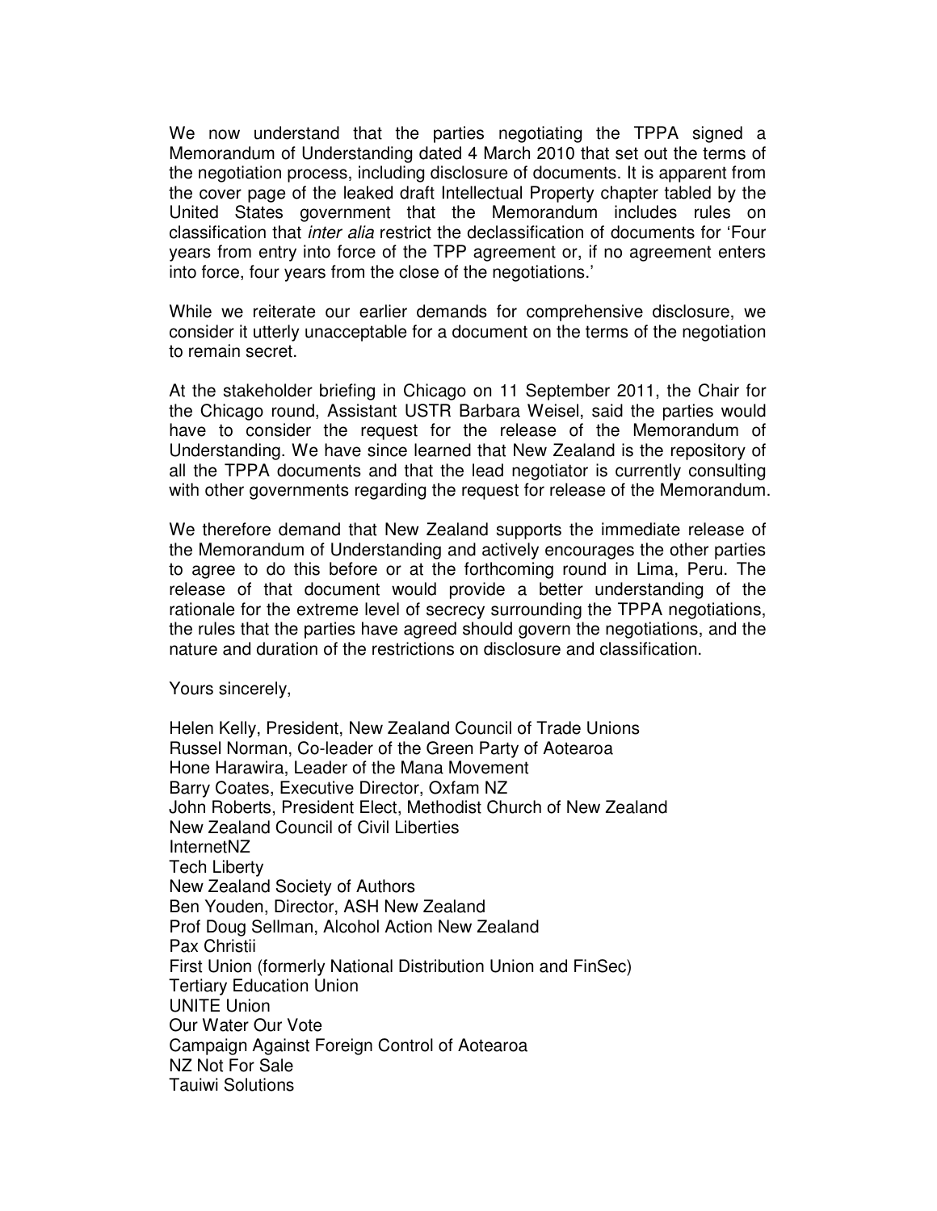We now understand that the parties negotiating the TPPA signed a Memorandum of Understanding dated 4 March 2010 that set out the terms of the negotiation process, including disclosure of documents. It is apparent from the cover page of the leaked draft Intellectual Property chapter tabled by the United States government that the Memorandum includes rules on classification that *inter alia* restrict the declassification of documents for 'Four years from entry into force of the TPP agreement or, if no agreement enters into force, four years from the close of the negotiations.'

While we reiterate our earlier demands for comprehensive disclosure, we consider it utterly unacceptable for a document on the terms of the negotiation to remain secret.

At the stakeholder briefing in Chicago on 11 September 2011, the Chair for the Chicago round, Assistant USTR Barbara Weisel, said the parties would have to consider the request for the release of the Memorandum of Understanding. We have since learned that New Zealand is the repository of all the TPPA documents and that the lead negotiator is currently consulting with other governments regarding the request for release of the Memorandum.

We therefore demand that New Zealand supports the immediate release of the Memorandum of Understanding and actively encourages the other parties to agree to do this before or at the forthcoming round in Lima, Peru. The release of that document would provide a better understanding of the rationale for the extreme level of secrecy surrounding the TPPA negotiations, the rules that the parties have agreed should govern the negotiations, and the nature and duration of the restrictions on disclosure and classification.

Yours sincerely,

Helen Kelly, President, New Zealand Council of Trade Unions  
Russel Norman, Co-leader of the Green Party of Aotearoa  
Hone Harawira, Leader of the Mana Movement  
Barry Coates, Executive Director, Oxfam NZ  
John Roberts, President Elect, Methodist Church of New Zealand  
New Zealand Council of Civil Liberties  
InternetNZ  
Tech Liberty  
New Zealand Society of Authors  
Ben Youden, Director, ASH New Zealand  
Prof Doug Sellman, Alcohol Action New Zealand  
Pax Christii  
First Union (formerly National Distribution Union and FinSec)  
Tertiary Education Union  
UNITE Union  
Our Water Our Vote  
Campaign Against Foreign Control of Aotearoa  
NZ Not For Sale  
Tauiwi Solutions